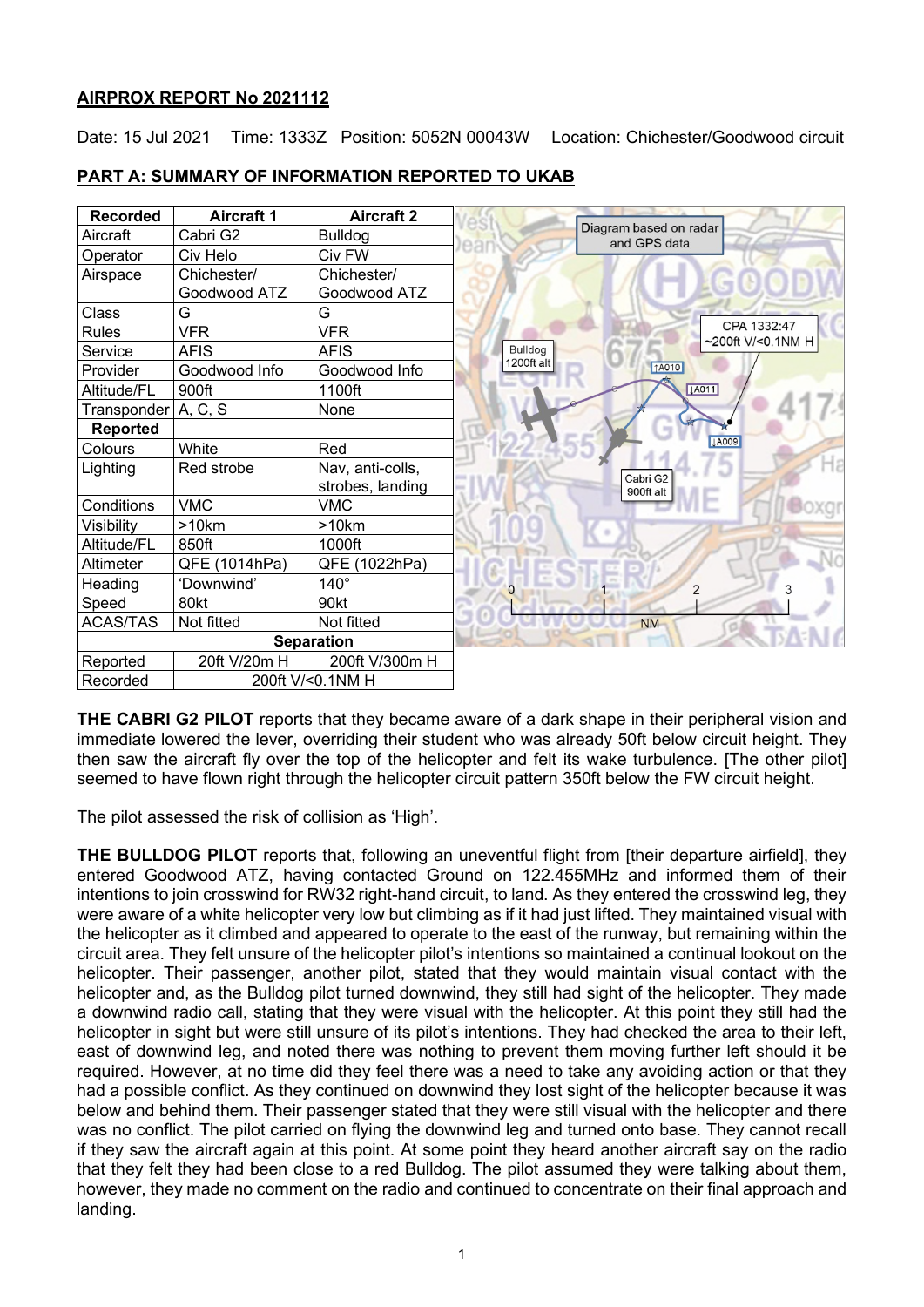## AIRPROX REPORT No 2021112

Date: 15 Jul 2021 Time: 1333Z Position: 5052N 00043W Location: Chichester/Goodwood circuit

## PART A: SUMMARY OF INFORMATION REPORTED TO UKAB

| Recorded | Aircraft 1 | Aircraft 2 |
|---|---|---|
| Aircraft | Cabri G2 | Bulldog |
| Operator | Civ Helo | Civ FW |
| Airspace | Chichester/ Goodwood ATZ | Chichester/ Goodwood ATZ |
| Class | G | G |
| Rules | VFR | VFR |
| Service | AFIS | AFIS |
| Provider | Goodwood Info | Goodwood Info |
| Altitude/FL | 900ft | 1100ft |
| Transponder | A, C, S | None |
| **Reported** | | |
| Colours | White | Red |
| Lighting | Red strobe | Nav, anti-colls, strobes, landing |
| Conditions | VMC | VMC |
| Visibility | >10km | >10km |
| Altitude/FL | 850ft | 1000ft |
| Altimeter | QFE (1014hPa) | QFE (1022hPa) |
| Heading | 'Downwind' | 140° |
| Speed | 80kt | 90kt |
| ACAS/TAS | Not fitted | Not fitted |
| **Separation** | | |
| Reported | 20ft V/20m H | 200ft V/300m H |
| Recorded | 200ft V/<0.1NM H | |

Diagram based on radar and GPS data

**THE CABRI G2 PILOT** reports that they became aware of a dark shape in their peripheral vision and immediate lowered the lever, overriding their student who was already 50ft below circuit height. They then saw the aircraft fly over the top of the helicopter and felt its wake turbulence. [The other pilot] seemed to have flown right through the helicopter circuit pattern 350ft below the FW circuit height.

The pilot assessed the risk of collision as 'High'.

**THE BULLDOG PILOT** reports that, following an uneventful flight from [their departure airfield], they entered Goodwood ATZ, having contacted Ground on 122.455MHz and informed them of their intentions to join crosswind for RW32 right-hand circuit, to land. As they entered the crosswind leg, they were aware of a white helicopter very low but climbing as if it had just lifted. They maintained visual with the helicopter as it climbed and appeared to operate to the east of the runway, but remaining within the circuit area. They felt unsure of the helicopter pilot's intentions so maintained a continual lookout on the helicopter. Their passenger, another pilot, stated that they would maintain visual contact with the helicopter and, as the Bulldog pilot turned downwind, they still had sight of the helicopter. They made a downwind radio call, stating that they were visual with the helicopter. At this point they still had the helicopter in sight but were still unsure of its pilot's intentions. They had checked the area to their left, east of downwind leg, and noted there was nothing to prevent them moving further left should it be required. However, at no time did they feel there was a need to take any avoiding action or that they had a possible conflict. As they continued on downwind they lost sight of the helicopter because it was below and behind them. Their passenger stated that they were still visual with the helicopter and there was no conflict. The pilot carried on flying the downwind leg and turned onto base. They cannot recall if they saw the aircraft again at this point. At some point they heard another aircraft say on the radio that they felt they had been close to a red Bulldog. The pilot assumed they were talking about them, however, they made no comment on the radio and continued to concentrate on their final approach and landing.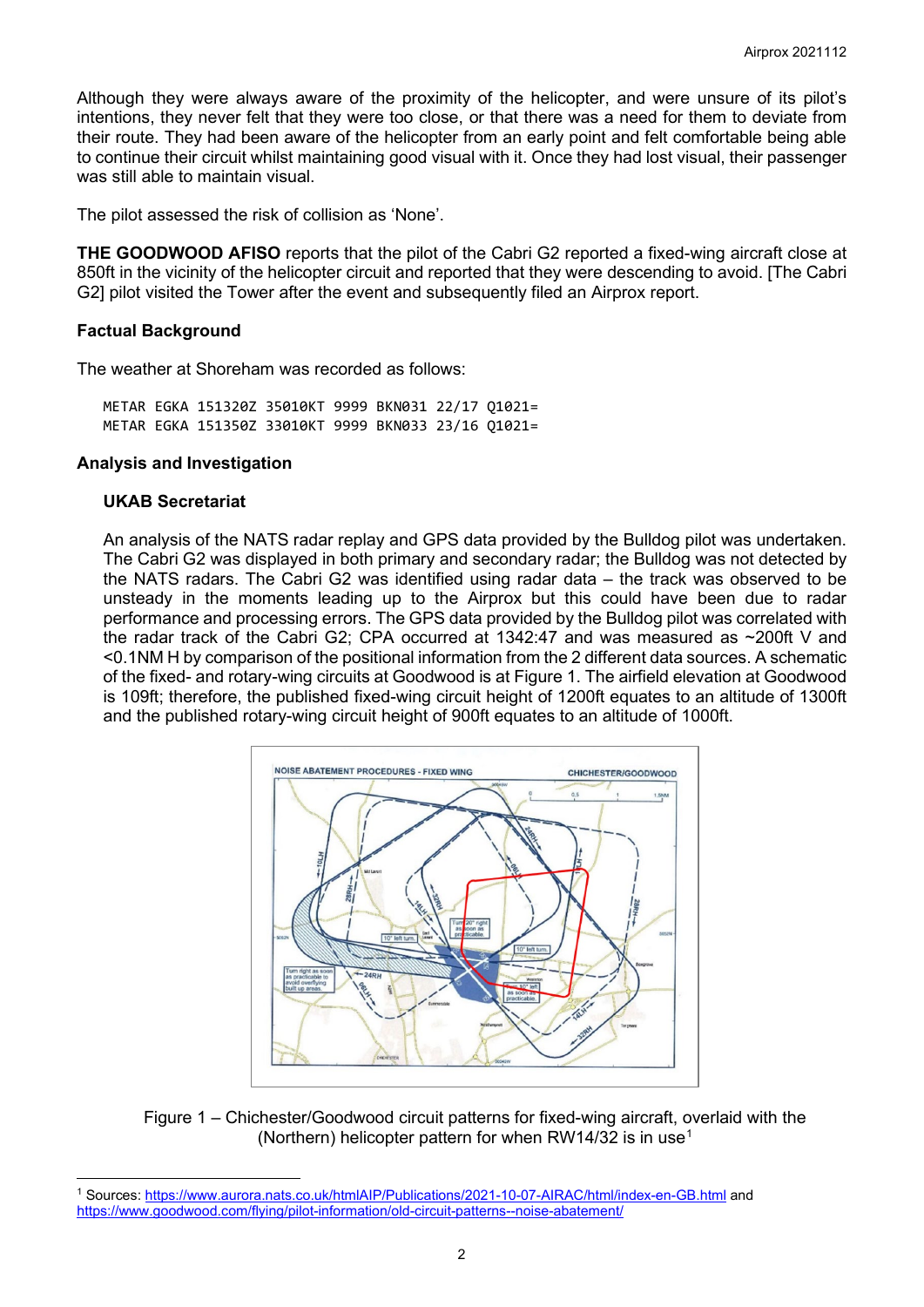Although they were always aware of the proximity of the helicopter, and were unsure of its pilot's intentions, they never felt that they were too close, or that there was a need for them to deviate from their route. They had been aware of the helicopter from an early point and felt comfortable being able to continue their circuit whilst maintaining good visual with it. Once they had lost visual, their passenger was still able to maintain visual.

The pilot assessed the risk of collision as 'None'.

**THE GOODWOOD AFISO** reports that the pilot of the Cabri G2 reported a fixed-wing aircraft close at 850ft in the vicinity of the helicopter circuit and reported that they were descending to avoid. [The Cabri G2] pilot visited the Tower after the event and subsequently filed an Airprox report.

### Factual Background

The weather at Shoreham was recorded as follows:

```
METAR EGKA 151320Z 35010KT 9999 BKN031 22/17 Q1021=
METAR EGKA 151350Z 33010KT 9999 BKN033 23/16 Q1021=
```

### Analysis and Investigation

#### UKAB Secretariat

An analysis of the NATS radar replay and GPS data provided by the Bulldog pilot was undertaken. The Cabri G2 was displayed in both primary and secondary radar; the Bulldog was not detected by the NATS radars. The Cabri G2 was identified using radar data – the track was observed to be unsteady in the moments leading up to the Airprox but this could have been due to radar performance and processing errors. The GPS data provided by the Bulldog pilot was correlated with the radar track of the Cabri G2; CPA occurred at 1342:47 and was measured as ~200ft V and <0.1NM H by comparison of the positional information from the 2 different data sources. A schematic of the fixed- and rotary-wing circuits at Goodwood is at Figure 1. The airfield elevation at Goodwood is 109ft; therefore, the published fixed-wing circuit height of 1200ft equates to an altitude of 1300ft and the published rotary-wing circuit height of 900ft equates to an altitude of 1000ft.

Figure 1 – Chichester/Goodwood circuit patterns for fixed-wing aircraft, overlaid with the (Northern) helicopter pattern for when RW14/32 is in use[1]

[1] Sources: https://www.aurora.nats.co.uk/htmlAIP/Publications/2021-10-07-AIRAC/html/index-en-GB.html and https://www.goodwood.com/flying/pilot-information/old-circuit-patterns--noise-abatement/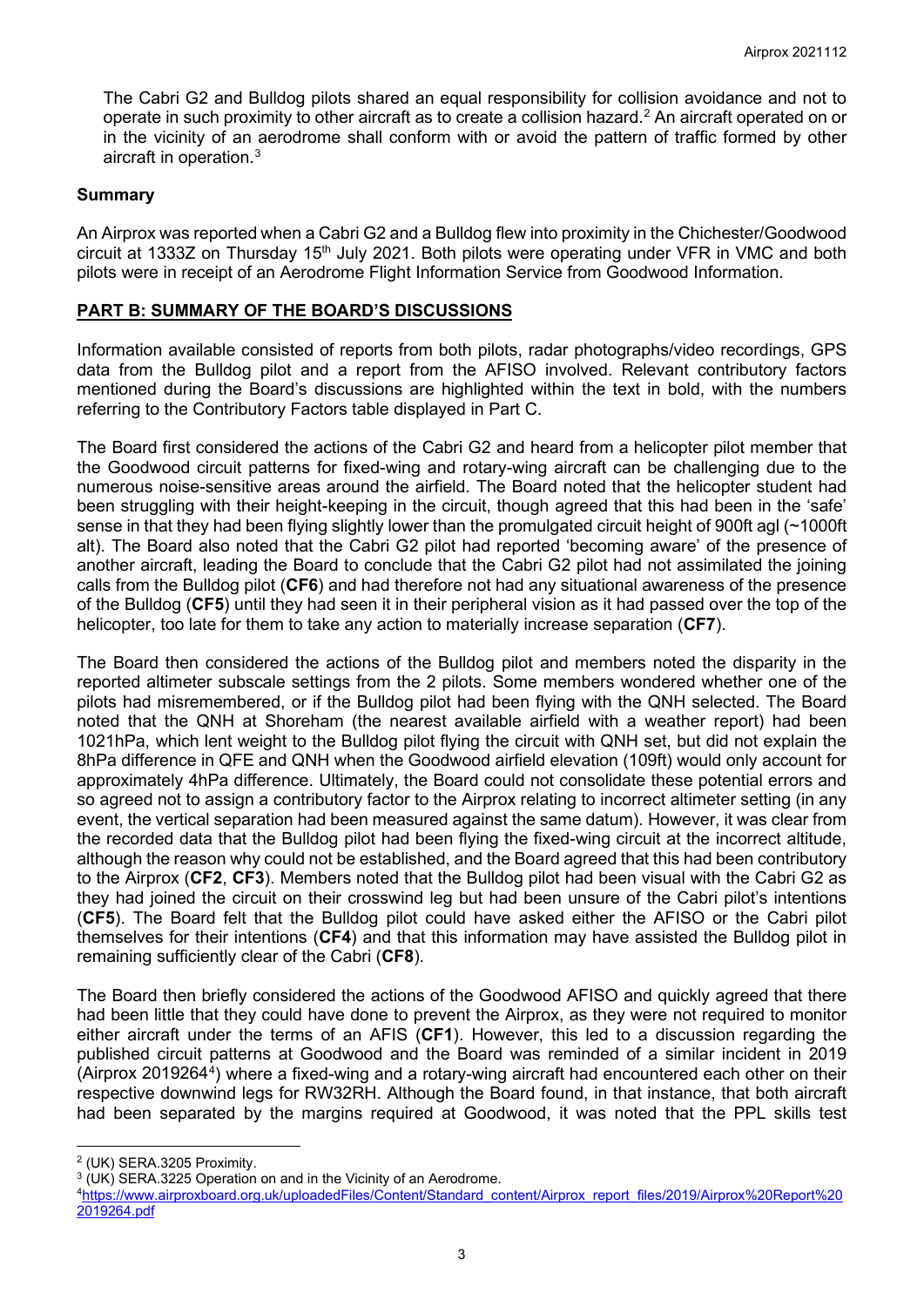The Cabri G2 and Bulldog pilots shared an equal responsibility for collision avoidance and not to operate in such proximity to other aircraft as to create a collision hazard.[2] An aircraft operated on or in the vicinity of an aerodrome shall conform with or avoid the pattern of traffic formed by other aircraft in operation.[3]

### Summary

An Airprox was reported when a Cabri G2 and a Bulldog flew into proximity in the Chichester/Goodwood circuit at 1333Z on Thursday 15th July 2021. Both pilots were operating under VFR in VMC and both pilots were in receipt of an Aerodrome Flight Information Service from Goodwood Information.

## PART B: SUMMARY OF THE BOARD'S DISCUSSIONS

Information available consisted of reports from both pilots, radar photographs/video recordings, GPS data from the Bulldog pilot and a report from the AFISO involved. Relevant contributory factors mentioned during the Board's discussions are highlighted within the text in bold, with the numbers referring to the Contributory Factors table displayed in Part C.

The Board first considered the actions of the Cabri G2 and heard from a helicopter pilot member that the Goodwood circuit patterns for fixed-wing and rotary-wing aircraft can be challenging due to the numerous noise-sensitive areas around the airfield. The Board noted that the helicopter student had been struggling with their height-keeping in the circuit, though agreed that this had been in the 'safe' sense in that they had been flying slightly lower than the promulgated circuit height of 900ft agl (~1000ft alt). The Board also noted that the Cabri G2 pilot had reported 'becoming aware' of the presence of another aircraft, leading the Board to conclude that the Cabri G2 pilot had not assimilated the joining calls from the Bulldog pilot (**CF6**) and had therefore not had any situational awareness of the presence of the Bulldog (**CF5**) until they had seen it in their peripheral vision as it had passed over the top of the helicopter, too late for them to take any action to materially increase separation (**CF7**).

The Board then considered the actions of the Bulldog pilot and members noted the disparity in the reported altimeter subscale settings from the 2 pilots. Some members wondered whether one of the pilots had misremembered, or if the Bulldog pilot had been flying with the QNH selected. The Board noted that the QNH at Shoreham (the nearest available airfield with a weather report) had been 1021hPa, which lent weight to the Bulldog pilot flying the circuit with QNH set, but did not explain the 8hPa difference in QFE and QNH when the Goodwood airfield elevation (109ft) would only account for approximately 4hPa difference. Ultimately, the Board could not consolidate these potential errors and so agreed not to assign a contributory factor to the Airprox relating to incorrect altimeter setting (in any event, the vertical separation had been measured against the same datum). However, it was clear from the recorded data that the Bulldog pilot had been flying the fixed-wing circuit at the incorrect altitude, although the reason why could not be established, and the Board agreed that this had been contributory to the Airprox (**CF2**, **CF3**). Members noted that the Bulldog pilot had been visual with the Cabri G2 as they had joined the circuit on their crosswind leg but had been unsure of the Cabri pilot's intentions (**CF5**). The Board felt that the Bulldog pilot could have asked either the AFISO or the Cabri pilot themselves for their intentions (**CF4**) and that this information may have assisted the Bulldog pilot in remaining sufficiently clear of the Cabri (**CF8**).

The Board then briefly considered the actions of the Goodwood AFISO and quickly agreed that there had been little that they could have done to prevent the Airprox, as they were not required to monitor either aircraft under the terms of an AFIS (**CF1**). However, this led to a discussion regarding the published circuit patterns at Goodwood and the Board was reminded of a similar incident in 2019 (Airprox 2019264[4]) where a fixed-wing and a rotary-wing aircraft had encountered each other on their respective downwind legs for RW32RH. Although the Board found, in that instance, that both aircraft had been separated by the margins required at Goodwood, it was noted that the PPL skills test

---

[2] (UK) SERA.3205 Proximity.

[3] (UK) SERA.3225 Operation on and in the Vicinity of an Aerodrome.

[4] https://www.airproxboard.org.uk/uploadedFiles/Content/Standard_content/Airprox_report_files/2019/Airprox%20Report%202019264.pdf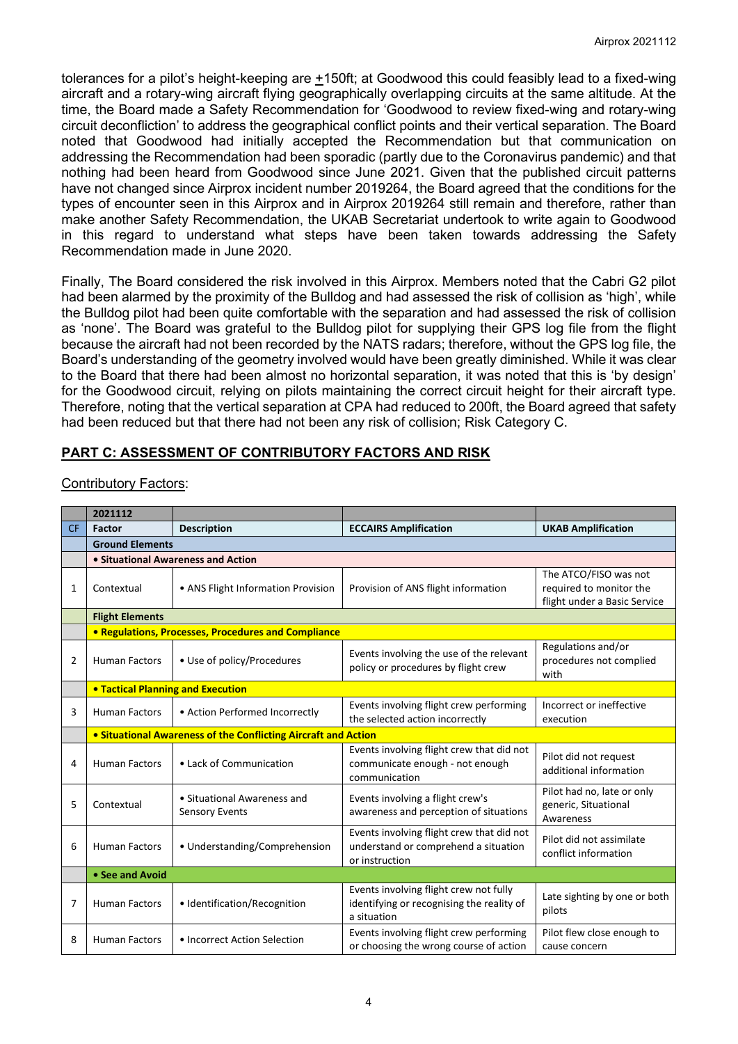tolerances for a pilot's height-keeping are ±150ft; at Goodwood this could feasibly lead to a fixed-wing aircraft and a rotary-wing aircraft flying geographically overlapping circuits at the same altitude. At the time, the Board made a Safety Recommendation for 'Goodwood to review fixed-wing and rotary-wing circuit deconfliction' to address the geographical conflict points and their vertical separation. The Board noted that Goodwood had initially accepted the Recommendation but that communication on addressing the Recommendation had been sporadic (partly due to the Coronavirus pandemic) and that nothing had been heard from Goodwood since June 2021. Given that the published circuit patterns have not changed since Airprox incident number 2019264, the Board agreed that the conditions for the types of encounter seen in this Airprox and in Airprox 2019264 still remain and therefore, rather than make another Safety Recommendation, the UKAB Secretariat undertook to write again to Goodwood in this regard to understand what steps have been taken towards addressing the Safety Recommendation made in June 2020.

Finally, The Board considered the risk involved in this Airprox. Members noted that the Cabri G2 pilot had been alarmed by the proximity of the Bulldog and had assessed the risk of collision as 'high', while the Bulldog pilot had been quite comfortable with the separation and had assessed the risk of collision as 'none'. The Board was grateful to the Bulldog pilot for supplying their GPS log file from the flight because the aircraft had not been recorded by the NATS radars; therefore, without the GPS log file, the Board's understanding of the geometry involved would have been greatly diminished. While it was clear to the Board that there had been almost no horizontal separation, it was noted that this is 'by design' for the Goodwood circuit, relying on pilots maintaining the correct circuit height for their aircraft type. Therefore, noting that the vertical separation at CPA had reduced to 200ft, the Board agreed that safety had been reduced but that there had not been any risk of collision; Risk Category C.

## PART C: ASSESSMENT OF CONTRIBUTORY FACTORS AND RISK

Contributory Factors:

| | 2021112 | | | |
|---|---|---|---|---|
| CF | Factor | Description | ECCAIRS Amplification | UKAB Amplification |
| | **Ground Elements** | | | |
| | **• Situational Awareness and Action** | | | |
| 1 | Contextual | • ANS Flight Information Provision | Provision of ANS flight information | The ATCO/FISO was not required to monitor the flight under a Basic Service |
| | **Flight Elements** | | | |
| | **• Regulations, Processes, Procedures and Compliance** | | | |
| 2 | Human Factors | • Use of policy/Procedures | Events involving the use of the relevant policy or procedures by flight crew | Regulations and/or procedures not complied with |
| | **• Tactical Planning and Execution** | | | |
| 3 | Human Factors | • Action Performed Incorrectly | Events involving flight crew performing the selected action incorrectly | Incorrect or ineffective execution |
| | **• Situational Awareness of the Conflicting Aircraft and Action** | | | |
| 4 | Human Factors | • Lack of Communication | Events involving flight crew that did not communicate enough - not enough communication | Pilot did not request additional information |
| 5 | Contextual | • Situational Awareness and Sensory Events | Events involving a flight crew's awareness and perception of situations | Pilot had no, late or only generic, Situational Awareness |
| 6 | Human Factors | • Understanding/Comprehension | Events involving flight crew that did not understand or comprehend a situation or instruction | Pilot did not assimilate conflict information |
| | **• See and Avoid** | | | |
| 7 | Human Factors | • Identification/Recognition | Events involving flight crew not fully identifying or recognising the reality of a situation | Late sighting by one or both pilots |
| 8 | Human Factors | • Incorrect Action Selection | Events involving flight crew performing or choosing the wrong course of action | Pilot flew close enough to cause concern |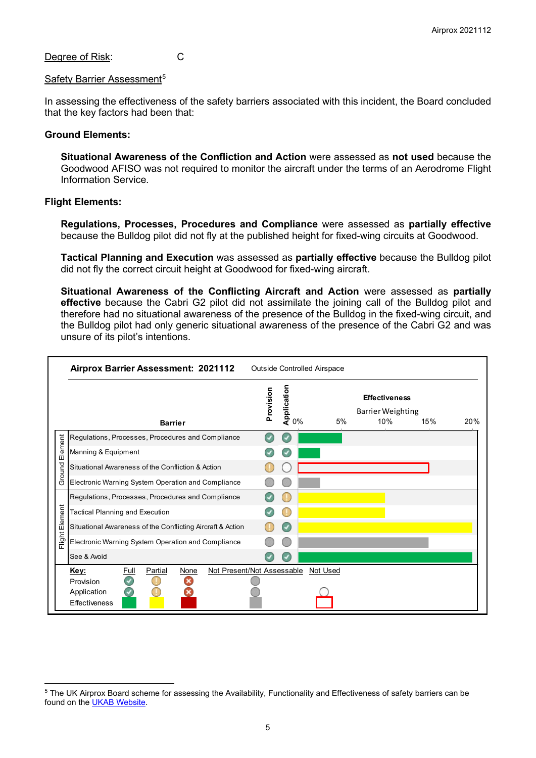Degree of Risk: C

Safety Barrier Assessment[5]

In assessing the effectiveness of the safety barriers associated with this incident, the Board concluded that the key factors had been that:

**Ground Elements:**

**Situational Awareness of the Confliction and Action** were assessed as **not used** because the Goodwood AFISO was not required to monitor the aircraft under the terms of an Aerodrome Flight Information Service.

**Flight Elements:**

**Regulations, Processes, Procedures and Compliance** were assessed as **partially effective** because the Bulldog pilot did not fly at the published height for fixed-wing circuits at Goodwood.

**Tactical Planning and Execution** was assessed as **partially effective** because the Bulldog pilot did not fly the correct circuit height at Goodwood for fixed-wing aircraft.

**Situational Awareness of the Conflicting Aircraft and Action** were assessed as **partially effective** because the Cabri G2 pilot did not assimilate the joining call of the Bulldog pilot and therefore had no situational awareness of the presence of the Bulldog in the fixed-wing circuit, and the Bulldog pilot had only generic situational awareness of the presence of the Cabri G2 and was unsure of its pilot's intentions.

**Airprox Barrier Assessment: 2021112** Outside Controlled Airspace

| | Barrier | Provision | Application |
|---|---|---|---|
| Ground Element | Regulations, Processes, Procedures and Compliance | Full | Full |
| | Manning & Equipment | Full | Full |
| | Situational Awareness of the Confliction & Action | Partial | Not Used |
| | Electronic Warning System Operation and Compliance | Not Present/Not Assessable | Not Present/Not Assessable |
| Flight Element | Regulations, Processes, Procedures and Compliance | Full | Partial |
| | Tactical Planning and Execution | Full | Partial |
| | Situational Awareness of the Conflicting Aircraft & Action | Partial | Full |
| | Electronic Warning System Operation and Compliance | Not Present/Not Assessable | Not Present/Not Assessable |
| | See & Avoid | Full | Full |

Effectiveness
Barrier Weighting
0% 5% 10% 15% 20%

Key: Full, Partial, None, Not Present/Not Assessable, Not Used
Provision
Application
Effectiveness

---

[5] The UK Airprox Board scheme for assessing the Availability, Functionality and Effectiveness of safety barriers can be found on the UKAB Website.